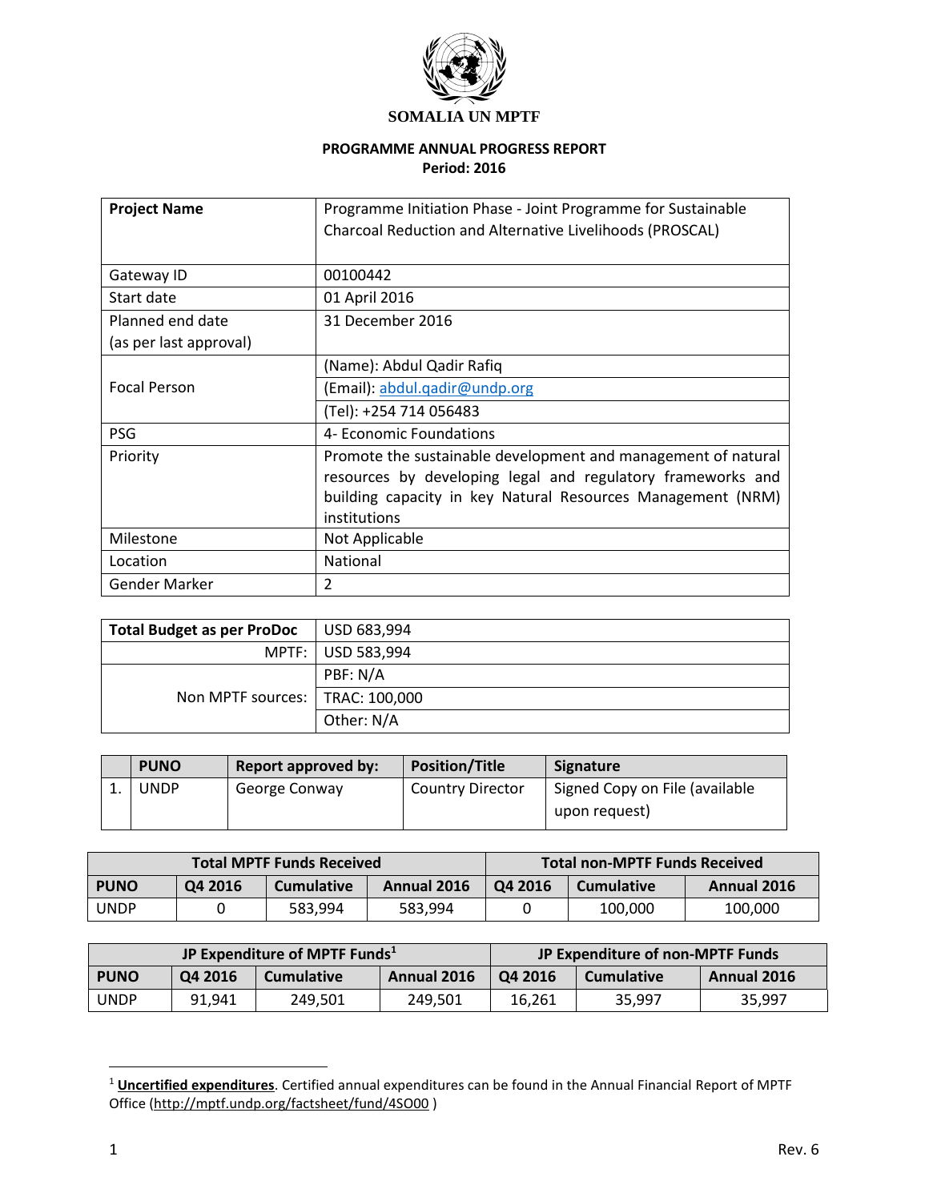**SOMALIA UN MPTF**

**PROGRAMME ANNUAL PROGRESS REPORT**
**Period: 2016**

| **Project Name** | Programme Initiation Phase - Joint Programme for Sustainable Charcoal Reduction and Alternative Livelihoods (PROSCAL) |
|---|---|
| Gateway ID | 00100442 |
| Start date | 01 April 2016 |
| Planned end date (as per last approval) | 31 December 2016 |
| Focal Person | (Name): Abdul Qadir Rafiq |
| | (Email): abdul.qadir@undp.org |
| | (Tel): +254 714 056483 |
| PSG | 4- Economic Foundations |
| Priority | Promote the sustainable development and management of natural resources by developing legal and regulatory frameworks and building capacity in key Natural Resources Management (NRM) institutions |
| Milestone | Not Applicable |
| Location | National |
| Gender Marker | 2 |

| **Total Budget as per ProDoc** | USD 683,994 |
|---|---|
| MPTF: | USD 583,994 |
| Non MPTF sources: | PBF: N/A |
| | TRAC: 100,000 |
| | Other: N/A |

| | **PUNO** | **Report approved by:** | **Position/Title** | **Signature** |
|---|---|---|---|---|
| 1. | UNDP | George Conway | Country Director | Signed Copy on File (available upon request) |

| **Total MPTF Funds Received** | | | | **Total non-MPTF Funds Received** | | |
|---|---|---|---|---|---|---|
| **PUNO** | **Q4 2016** | **Cumulative** | **Annual 2016** | **Q4 2016** | **Cumulative** | **Annual 2016** |
| UNDP | 0 | 583,994 | 583,994 | 0 | 100,000 | 100,000 |

| **JP Expenditure of MPTF Funds[1]** | | | | **JP Expenditure of non-MPTF Funds** | | |
|---|---|---|---|---|---|---|
| **PUNO** | **Q4 2016** | **Cumulative** | **Annual 2016** | **Q4 2016** | **Cumulative** | **Annual 2016** |
| UNDP | 91,941 | 249,501 | 249,501 | 16,261 | 35,997 | 35,997 |

[1] **Uncertified expenditures**. Certified annual expenditures can be found in the Annual Financial Report of MPTF Office (http://mptf.undp.org/factsheet/fund/4SO00 )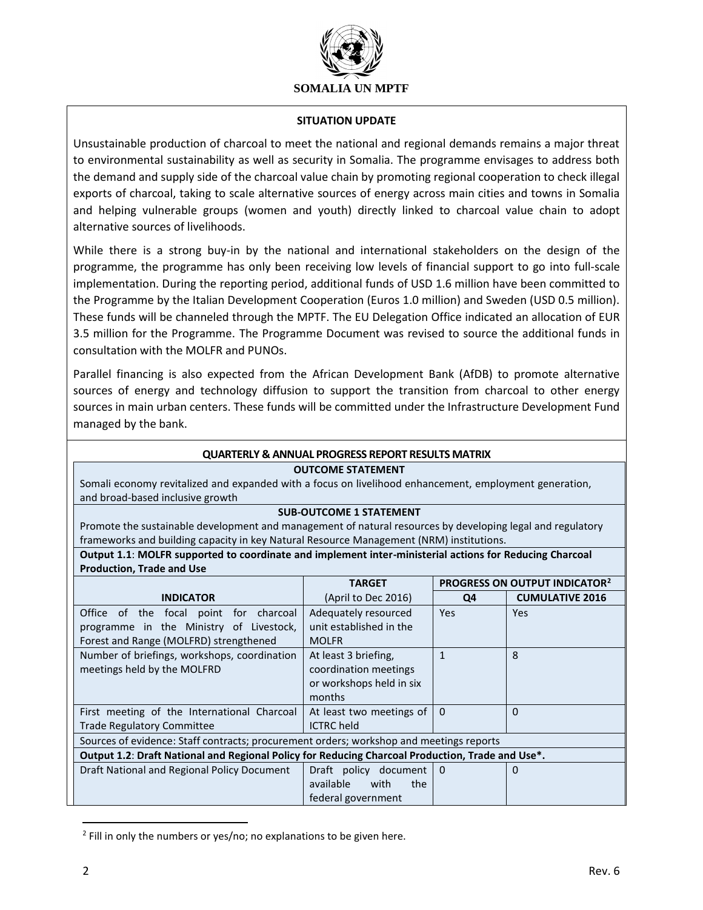**SOMALIA UN MPTF**

### SITUATION UPDATE

Unsustainable production of charcoal to meet the national and regional demands remains a major threat to environmental sustainability as well as security in Somalia. The programme envisages to address both the demand and supply side of the charcoal value chain by promoting regional cooperation to check illegal exports of charcoal, taking to scale alternative sources of energy across main cities and towns in Somalia and helping vulnerable groups (women and youth) directly linked to charcoal value chain to adopt alternative sources of livelihoods.

While there is a strong buy-in by the national and international stakeholders on the design of the programme, the programme has only been receiving low levels of financial support to go into full-scale implementation. During the reporting period, additional funds of USD 1.6 million have been committed to the Programme by the Italian Development Cooperation (Euros 1.0 million) and Sweden (USD 0.5 million). These funds will be channeled through the MPTF. The EU Delegation Office indicated an allocation of EUR 3.5 million for the Programme. The Programme Document was revised to source the additional funds in consultation with the MOLFR and PUNOs.

Parallel financing is also expected from the African Development Bank (AfDB) to promote alternative sources of energy and technology diffusion to support the transition from charcoal to other energy sources in main urban centers. These funds will be committed under the Infrastructure Development Fund managed by the bank.

### QUARTERLY & ANNUAL PROGRESS REPORT RESULTS MATRIX

**OUTCOME STATEMENT**

Somali economy revitalized and expanded with a focus on livelihood enhancement, employment generation, and broad-based inclusive growth

**SUB-OUTCOME 1 STATEMENT**

Promote the sustainable development and management of natural resources by developing legal and regulatory frameworks and building capacity in key Natural Resource Management (NRM) institutions.

**Output 1.1**: **MOLFR supported to coordinate and implement inter-ministerial actions for Reducing Charcoal Production, Trade and Use**

| INDICATOR | TARGET (April to Dec 2016) | PROGRESS ON OUTPUT INDICATOR[2] | |
|---|---|---|---|
| | | Q4 | CUMULATIVE 2016 |
| Office of the focal point for charcoal programme in the Ministry of Livestock, Forest and Range (MOLFRD) strengthened | Adequately resourced unit established in the MOLFR | Yes | Yes |
| Number of briefings, workshops, coordination meetings held by the MOLFRD | At least 3 briefing, coordination meetings or workshops held in six months | 1 | 8 |
| First meeting of the International Charcoal Trade Regulatory Committee | At least two meetings of ICTRC held | 0 | 0 |

Sources of evidence: Staff contracts; procurement orders; workshop and meetings reports

**Output 1.2**: **Draft National and Regional Policy for Reducing Charcoal Production, Trade and Use*.**

| INDICATOR | TARGET (April to Dec 2016) | Q4 | CUMULATIVE 2016 |
|---|---|---|---|
| Draft National and Regional Policy Document | Draft policy document available with the federal government | 0 | 0 |

[2] Fill in only the numbers or yes/no; no explanations to be given here.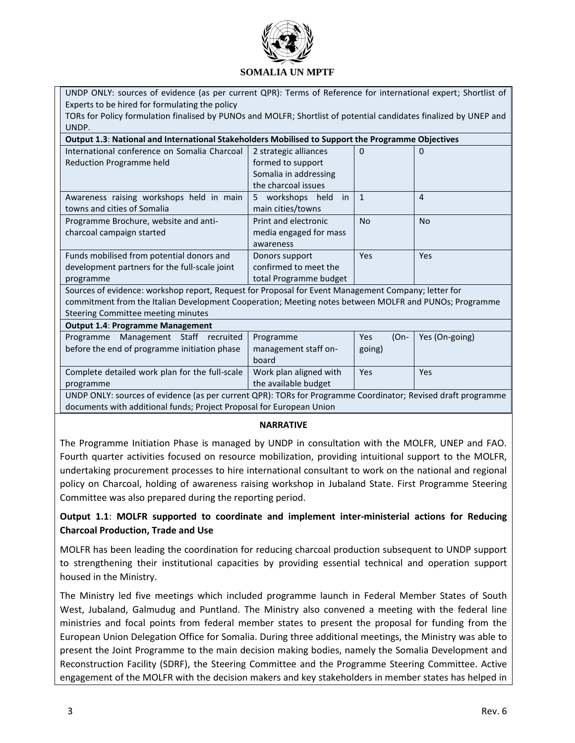| | | | |
|---|---|---|---|
| UNDP ONLY: sources of evidence (as per current QPR): Terms of Reference for international expert; Shortlist of Experts to be hired for formulating the policy<br>TORs for Policy formulation finalised by PUNOs and MOLFR; Shortlist of potential candidates finalized by UNEP and UNDP. | | | |
| **Output 1.3**: **National and International Stakeholders Mobilised to Support the Programme Objectives** | | | |
| International conference on Somalia Charcoal Reduction Programme held | 2 strategic alliances formed to support Somalia in addressing the charcoal issues | 0 | 0 |
| Awareness raising workshops held in main towns and cities of Somalia | 5 workshops held in main cities/towns | 1 | 4 |
| Programme Brochure, website and anti-charcoal campaign started | Print and electronic media engaged for mass awareness | No | No |
| Funds mobilised from potential donors and development partners for the full-scale joint programme | Donors support confirmed to meet the total Programme budget | Yes | Yes |
| Sources of evidence: workshop report, Request for Proposal for Event Management Company; letter for commitment from the Italian Development Cooperation; Meeting notes between MOLFR and PUNOs; Programme Steering Committee meeting minutes | | | |
| **Output 1.4**: **Programme Management** | | | |
| Programme Management Staff recruited before the end of programme initiation phase | Programme management staff on-board | Yes (On-going) | Yes (On-going) |
| Complete detailed work plan for the full-scale programme | Work plan aligned with the available budget | Yes | Yes |
| UNDP ONLY: sources of evidence (as per current QPR): TORs for Programme Coordinator; Revised draft programme documents with additional funds; Project Proposal for European Union | | | |

**NARRATIVE**

The Programme Initiation Phase is managed by UNDP in consultation with the MOLFR, UNEP and FAO. Fourth quarter activities focused on resource mobilization, providing intuitional support to the MOLFR, undertaking procurement processes to hire international consultant to work on the national and regional policy on Charcoal, holding of awareness raising workshop in Jubaland State. First Programme Steering Committee was also prepared during the reporting period.

**Output 1.1**: **MOLFR supported to coordinate and implement inter-ministerial actions for Reducing Charcoal Production, Trade and Use**

MOLFR has been leading the coordination for reducing charcoal production subsequent to UNDP support to strengthening their institutional capacities by providing essential technical and operation support housed in the Ministry.

The Ministry led five meetings which included programme launch in Federal Member States of South West, Jubaland, Galmudug and Puntland. The Ministry also convened a meeting with the federal line ministries and focal points from federal member states to present the proposal for funding from the European Union Delegation Office for Somalia. During three additional meetings, the Ministry was able to present the Joint Programme to the main decision making bodies, namely the Somalia Development and Reconstruction Facility (SDRF), the Steering Committee and the Programme Steering Committee. Active engagement of the MOLFR with the decision makers and key stakeholders in member states has helped in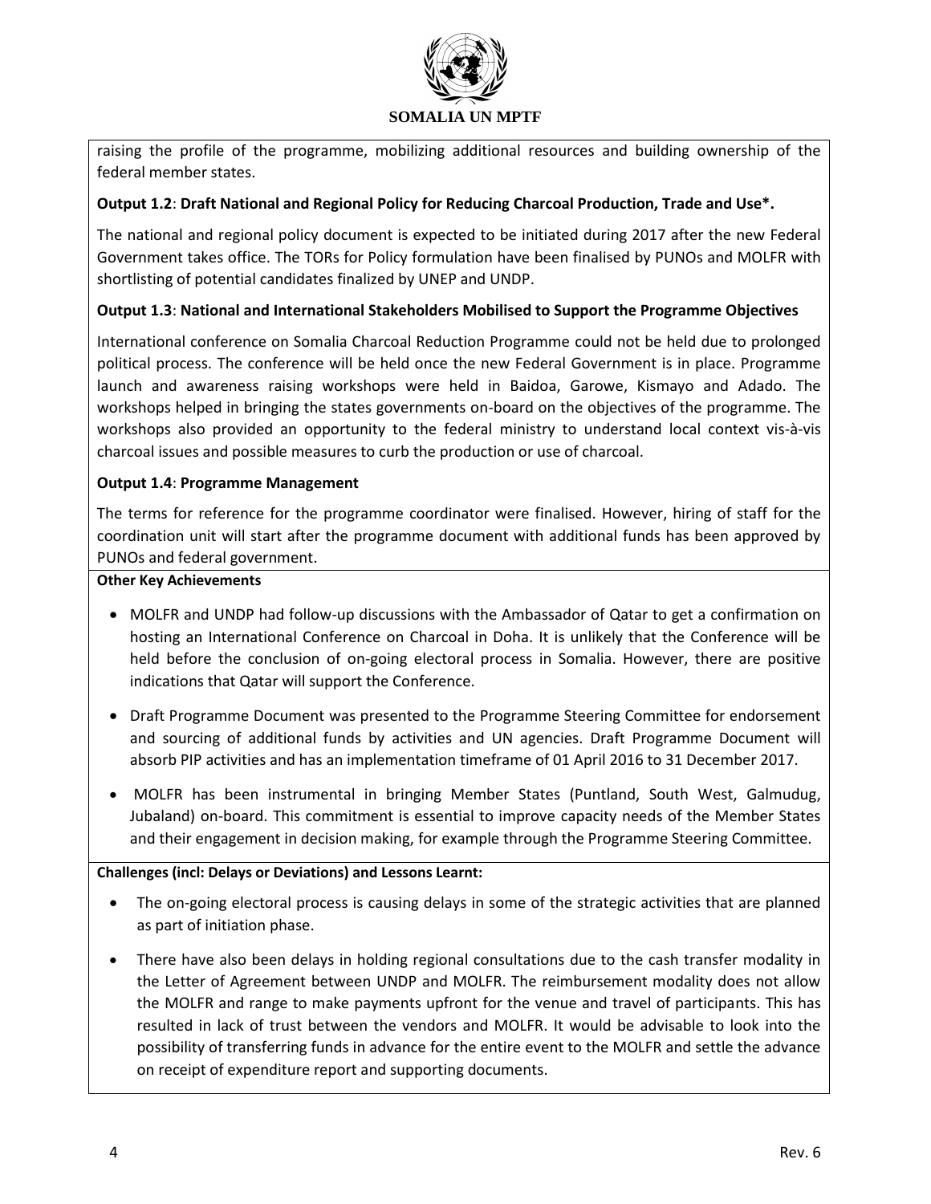raising the profile of the programme, mobilizing additional resources and building ownership of the federal member states.

**Output 1.2**: **Draft National and Regional Policy for Reducing Charcoal Production, Trade and Use*.**

The national and regional policy document is expected to be initiated during 2017 after the new Federal Government takes office. The TORs for Policy formulation have been finalised by PUNOs and MOLFR with shortlisting of potential candidates finalized by UNEP and UNDP.

**Output 1.3**: **National and International Stakeholders Mobilised to Support the Programme Objectives**

International conference on Somalia Charcoal Reduction Programme could not be held due to prolonged political process. The conference will be held once the new Federal Government is in place. Programme launch and awareness raising workshops were held in Baidoa, Garowe, Kismayo and Adado. The workshops helped in bringing the states governments on-board on the objectives of the programme. The workshops also provided an opportunity to the federal ministry to understand local context vis-à-vis charcoal issues and possible measures to curb the production or use of charcoal.

**Output 1.4**: **Programme Management**

The terms for reference for the programme coordinator were finalised. However, hiring of staff for the coordination unit will start after the programme document with additional funds has been approved by PUNOs and federal government.

**Other Key Achievements**

- MOLFR and UNDP had follow-up discussions with the Ambassador of Qatar to get a confirmation on hosting an International Conference on Charcoal in Doha. It is unlikely that the Conference will be held before the conclusion of on-going electoral process in Somalia. However, there are positive indications that Qatar will support the Conference.
- Draft Programme Document was presented to the Programme Steering Committee for endorsement and sourcing of additional funds by activities and UN agencies. Draft Programme Document will absorb PIP activities and has an implementation timeframe of 01 April 2016 to 31 December 2017.
- MOLFR has been instrumental in bringing Member States (Puntland, South West, Galmudug, Jubaland) on-board. This commitment is essential to improve capacity needs of the Member States and their engagement in decision making, for example through the Programme Steering Committee.

**Challenges (incl: Delays or Deviations) and Lessons Learnt:**

- The on-going electoral process is causing delays in some of the strategic activities that are planned as part of initiation phase.
- There have also been delays in holding regional consultations due to the cash transfer modality in the Letter of Agreement between UNDP and MOLFR. The reimbursement modality does not allow the MOLFR and range to make payments upfront for the venue and travel of participants. This has resulted in lack of trust between the vendors and MOLFR. It would be advisable to look into the possibility of transferring funds in advance for the entire event to the MOLFR and settle the advance on receipt of expenditure report and supporting documents.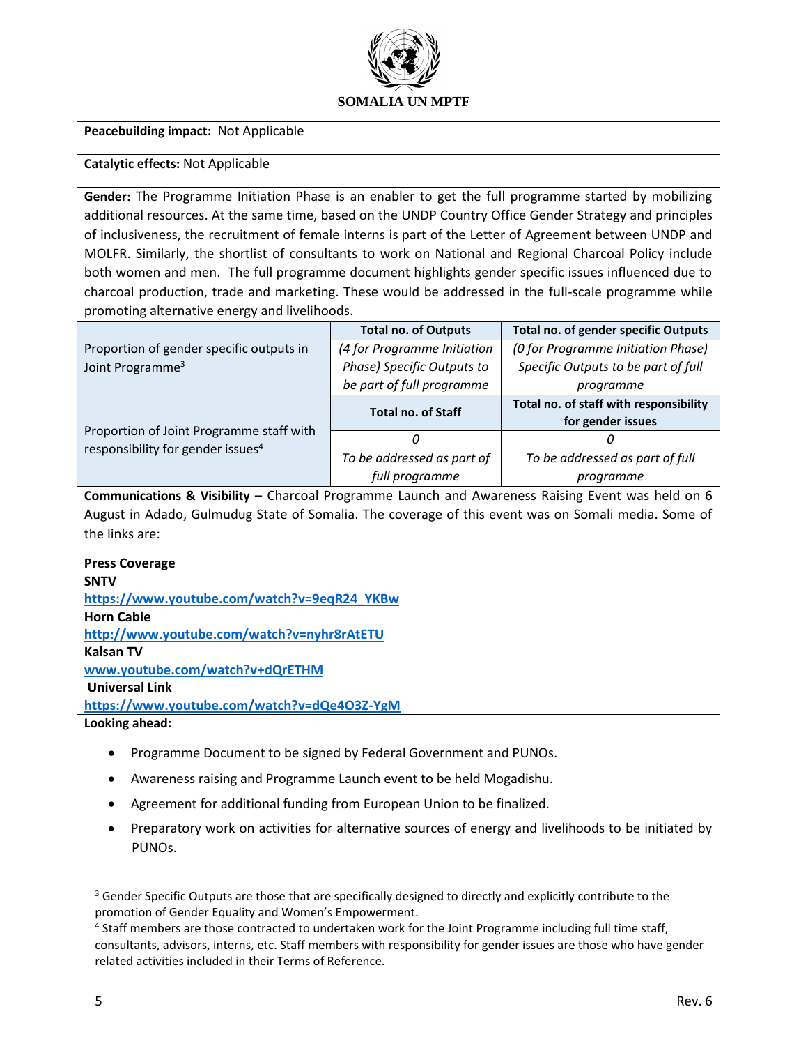**SOMALIA UN MPTF**

**Peacebuilding impact:** Not Applicable

**Catalytic effects:** Not Applicable

**Gender:** The Programme Initiation Phase is an enabler to get the full programme started by mobilizing additional resources. At the same time, based on the UNDP Country Office Gender Strategy and principles of inclusiveness, the recruitment of female interns is part of the Letter of Agreement between UNDP and MOLFR. Similarly, the shortlist of consultants to work on National and Regional Charcoal Policy include both women and men. The full programme document highlights gender specific issues influenced due to charcoal production, trade and marketing. These would be addressed in the full-scale programme while promoting alternative energy and livelihoods.

| | **Total no. of Outputs** | **Total no. of gender specific Outputs** |
|---|---|---|
| Proportion of gender specific outputs in Joint Programme[3] | *(4 for Programme Initiation Phase) Specific Outputs to be part of full programme* | *(0 for Programme Initiation Phase) Specific Outputs to be part of full programme* |
| | **Total no. of Staff** | **Total no. of staff with responsibility for gender issues** |
| Proportion of Joint Programme staff with responsibility for gender issues[4] | *0 To be addressed as part of full programme* | *0 To be addressed as part of full programme* |

**Communications & Visibility** – Charcoal Programme Launch and Awareness Raising Event was held on 6 August in Adado, Gulmudug State of Somalia. The coverage of this event was on Somali media. Some of the links are:

**Press Coverage**
**SNTV**
https://www.youtube.com/watch?v=9eqR24_YKBw
**Horn Cable**
http://www.youtube.com/watch?v=nyhr8rAtETU
**Kalsan TV**
www.youtube.com/watch?v+dQrETHM
**Universal Link**
https://www.youtube.com/watch?v=dQe4O3Z-YgM

**Looking ahead:**

- Programme Document to be signed by Federal Government and PUNOs.
- Awareness raising and Programme Launch event to be held Mogadishu.
- Agreement for additional funding from European Union to be finalized.
- Preparatory work on activities for alternative sources of energy and livelihoods to be initiated by PUNOs.

---

[3] Gender Specific Outputs are those that are specifically designed to directly and explicitly contribute to the promotion of Gender Equality and Women's Empowerment.

[4] Staff members are those contracted to undertaken work for the Joint Programme including full time staff, consultants, advisors, interns, etc. Staff members with responsibility for gender issues are those who have gender related activities included in their Terms of Reference.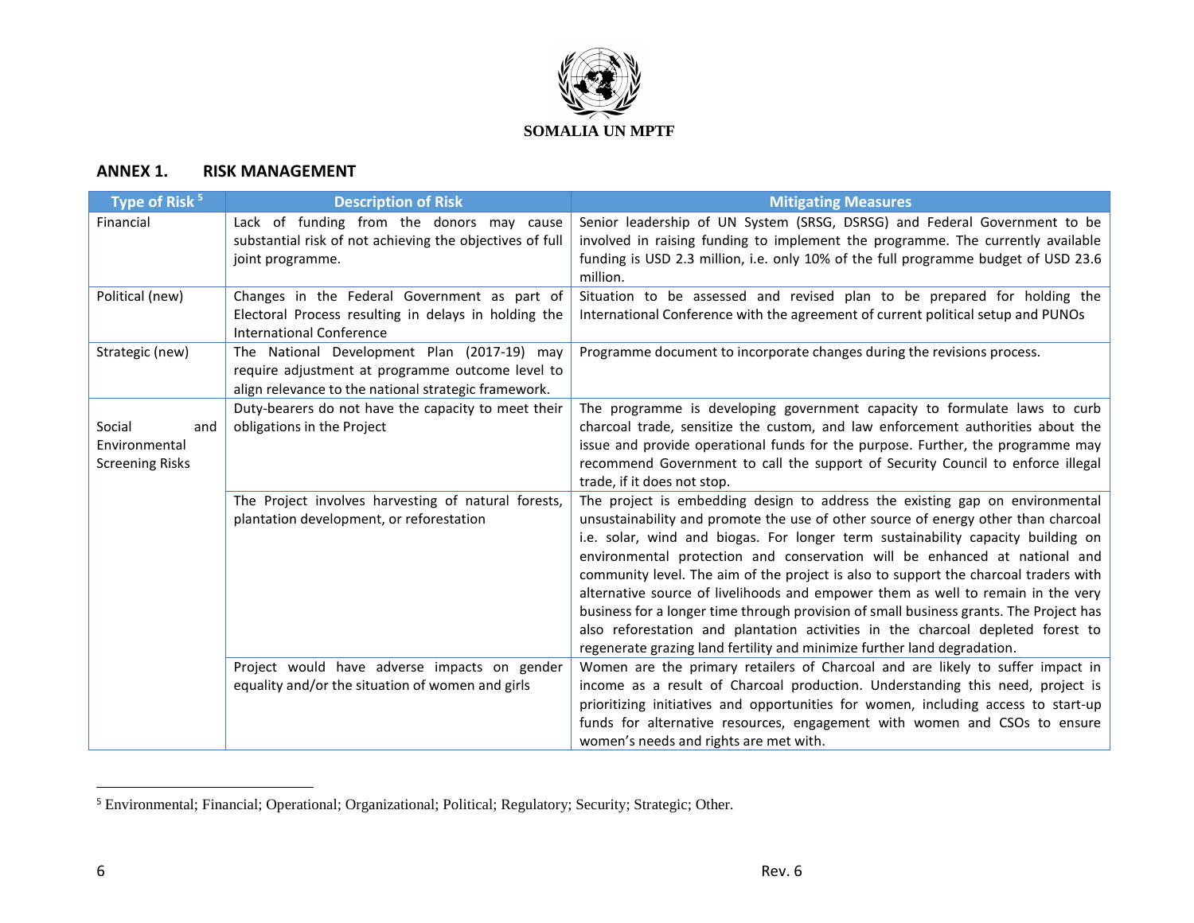**SOMALIA UN MPTF**

## ANNEX 1. RISK MANAGEMENT

| Type of Risk [5] | Description of Risk | Mitigating Measures |
|---|---|---|
| Financial | Lack of funding from the donors may cause substantial risk of not achieving the objectives of full joint programme. | Senior leadership of UN System (SRSG, DSRSG) and Federal Government to be involved in raising funding to implement the programme. The currently available funding is USD 2.3 million, i.e. only 10% of the full programme budget of USD 23.6 million. |
| Political (new) | Changes in the Federal Government as part of Electoral Process resulting in delays in holding the International Conference | Situation to be assessed and revised plan to be prepared for holding the International Conference with the agreement of current political setup and PUNOs |
| Strategic (new) | The National Development Plan (2017-19) may require adjustment at programme outcome level to align relevance to the national strategic framework. | Programme document to incorporate changes during the revisions process. |
| Social and Environmental Screening Risks | Duty-bearers do not have the capacity to meet their obligations in the Project | The programme is developing government capacity to formulate laws to curb charcoal trade, sensitize the custom, and law enforcement authorities about the issue and provide operational funds for the purpose. Further, the programme may recommend Government to call the support of Security Council to enforce illegal trade, if it does not stop. |
| | The Project involves harvesting of natural forests, plantation development, or reforestation | The project is embedding design to address the existing gap on environmental unsustainability and promote the use of other source of energy other than charcoal i.e. solar, wind and biogas. For longer term sustainability capacity building on environmental protection and conservation will be enhanced at national and community level. The aim of the project is also to support the charcoal traders with alternative source of livelihoods and empower them as well to remain in the very business for a longer time through provision of small business grants. The Project has also reforestation and plantation activities in the charcoal depleted forest to regenerate grazing land fertility and minimize further land degradation. |
| | Project would have adverse impacts on gender equality and/or the situation of women and girls | Women are the primary retailers of Charcoal and are likely to suffer impact in income as a result of Charcoal production. Understanding this need, project is prioritizing initiatives and opportunities for women, including access to start-up funds for alternative resources, engagement with women and CSOs to ensure women's needs and rights are met with. |

[5] Environmental; Financial; Operational; Organizational; Political; Regulatory; Security; Strategic; Other.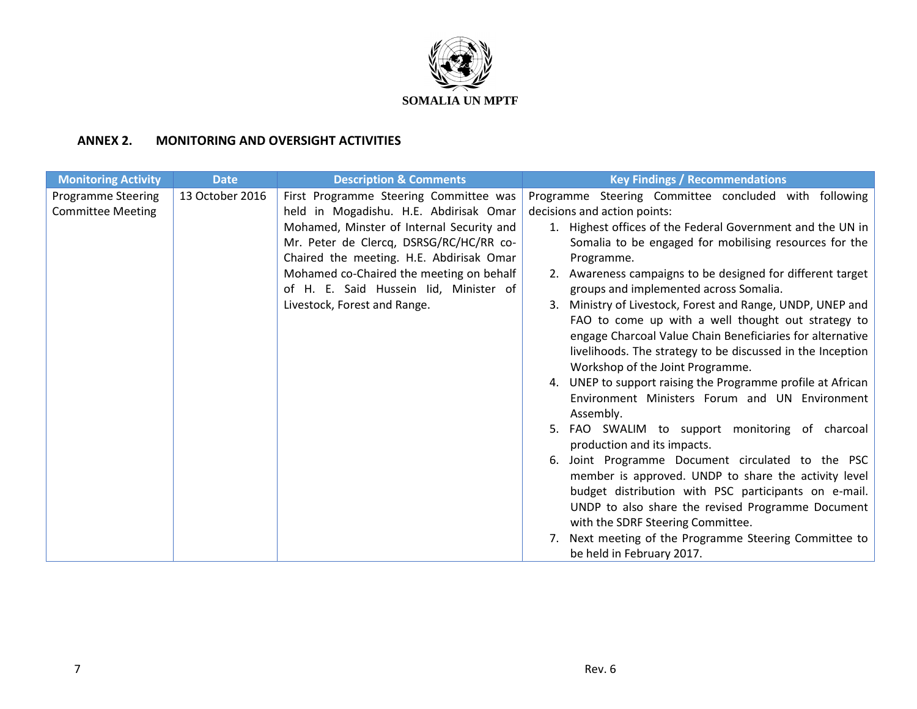SOMALIA UN MPTF

## ANNEX 2. MONITORING AND OVERSIGHT ACTIVITIES

| Monitoring Activity | Date | Description & Comments | Key Findings / Recommendations |
|---|---|---|---|
| Programme Steering Committee Meeting | 13 October 2016 | First Programme Steering Committee was held in Mogadishu. H.E. Abdirisak Omar Mohamed, Minster of Internal Security and Mr. Peter de Clercq, DSRSG/RC/HC/RR co-Chaired the meeting. H.E. Abdirisak Omar Mohamed co-Chaired the meeting on behalf of H. E. Said Hussein Iid, Minister of Livestock, Forest and Range. | Programme Steering Committee concluded with following decisions and action points:<br>1. Highest offices of the Federal Government and the UN in Somalia to be engaged for mobilising resources for the Programme.<br>2. Awareness campaigns to be designed for different target groups and implemented across Somalia.<br>3. Ministry of Livestock, Forest and Range, UNDP, UNEP and FAO to come up with a well thought out strategy to engage Charcoal Value Chain Beneficiaries for alternative livelihoods. The strategy to be discussed in the Inception Workshop of the Joint Programme.<br>4. UNEP to support raising the Programme profile at African Environment Ministers Forum and UN Environment Assembly.<br>5. FAO SWALIM to support monitoring of charcoal production and its impacts.<br>6. Joint Programme Document circulated to the PSC member is approved. UNDP to share the activity level budget distribution with PSC participants on e-mail. UNDP to also share the revised Programme Document with the SDRF Steering Committee.<br>7. Next meeting of the Programme Steering Committee to be held in February 2017. |